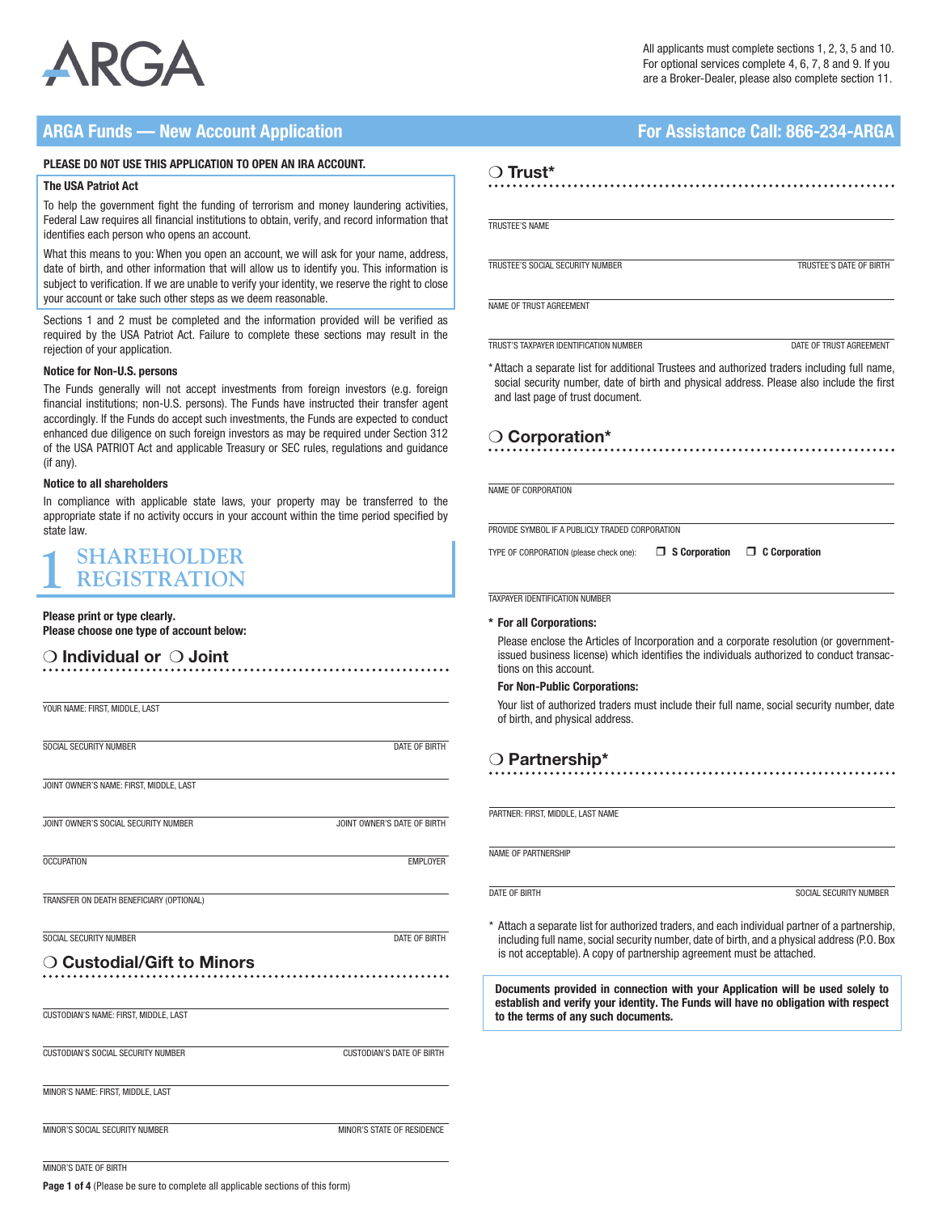ARGA

All applicants must complete sections 1, 2, 3, 5 and 10. For optional services complete 4, 6, 7, 8 and 9. If you are a Broker-Dealer, please also complete section 11.

# ARGA Funds — New Account Application

**For Assistance Call: 866-234-ARGA**

**PLEASE DO NOT USE THIS APPLICATION TO OPEN AN IRA ACCOUNT.**

**The USA Patriot Act**

To help the government fight the funding of terrorism and money laundering activities, Federal Law requires all financial institutions to obtain, verify, and record information that identifies each person who opens an account.

What this means to you: When you open an account, we will ask for your name, address, date of birth, and other information that will allow us to identify you. This information is subject to verification. If we are unable to verify your identity, we reserve the right to close your account or take such other steps as we deem reasonable.

Sections 1 and 2 must be completed and the information provided will be verified as required by the USA Patriot Act. Failure to complete these sections may result in the rejection of your application.

**Notice for Non-U.S. persons**

The Funds generally will not accept investments from foreign investors (e.g. foreign financial institutions; non-U.S. persons). The Funds have instructed their transfer agent accordingly. If the Funds do accept such investments, the Funds are expected to conduct enhanced due diligence on such foreign investors as may be required under Section 312 of the USA PATRIOT Act and applicable Treasury or SEC rules, regulations and guidance (if any).

**Notice to all shareholders**

In compliance with applicable state laws, your property may be transferred to the appropriate state if no activity occurs in your account within the time period specified by state law.

## 1 SHAREHOLDER REGISTRATION

**Please print or type clearly.**
**Please choose one type of account below:**

### ❍ Individual or ❍ Joint

YOUR NAME: FIRST, MIDDLE, LAST

SOCIAL SECURITY NUMBER | DATE OF BIRTH

JOINT OWNER'S NAME: FIRST, MIDDLE, LAST

JOINT OWNER'S SOCIAL SECURITY NUMBER | JOINT OWNER'S DATE OF BIRTH

OCCUPATION | EMPLOYER

TRANSFER ON DEATH BENEFICIARY (OPTIONAL)

SOCIAL SECURITY NUMBER | DATE OF BIRTH

### ❍ Custodial/Gift to Minors

CUSTODIAN'S NAME: FIRST, MIDDLE, LAST

CUSTODIAN'S SOCIAL SECURITY NUMBER | CUSTODIAN'S DATE OF BIRTH

MINOR'S NAME: FIRST, MIDDLE, LAST

MINOR'S SOCIAL SECURITY NUMBER | MINOR'S STATE OF RESIDENCE

MINOR'S DATE OF BIRTH

### ❍ Trust*

TRUSTEE'S NAME

TRUSTEE'S SOCIAL SECURITY NUMBER | TRUSTEE'S DATE OF BIRTH

NAME OF TRUST AGREEMENT

TRUST'S TAXPAYER IDENTIFICATION NUMBER | DATE OF TRUST AGREEMENT

* Attach a separate list for additional Trustees and authorized traders including full name, social security number, date of birth and physical address. Please also include the first and last page of trust document.

### ❍ Corporation*

NAME OF CORPORATION

PROVIDE SYMBOL IF A PUBLICLY TRADED CORPORATION

TYPE OF CORPORATION (please check one): ❒ **S Corporation** ❒ **C Corporation**

TAXPAYER IDENTIFICATION NUMBER

**\* For all Corporations:**

Please enclose the Articles of Incorporation and a corporate resolution (or government-issued business license) which identifies the individuals authorized to conduct transactions on this account.

**For Non-Public Corporations:**

Your list of authorized traders must include their full name, social security number, date of birth, and physical address.

### ❍ Partnership*

PARTNER: FIRST, MIDDLE, LAST NAME

NAME OF PARTNERSHIP

DATE OF BIRTH | SOCIAL SECURITY NUMBER

\* Attach a separate list for authorized traders, and each individual partner of a partnership, including full name, social security number, date of birth, and a physical address (P.O. Box is not acceptable). A copy of partnership agreement must be attached.

**Documents provided in connection with your Application will be used solely to establish and verify your identity. The Funds will have no obligation with respect to the terms of any such documents.**

(Please be sure to complete all applicable sections of this form)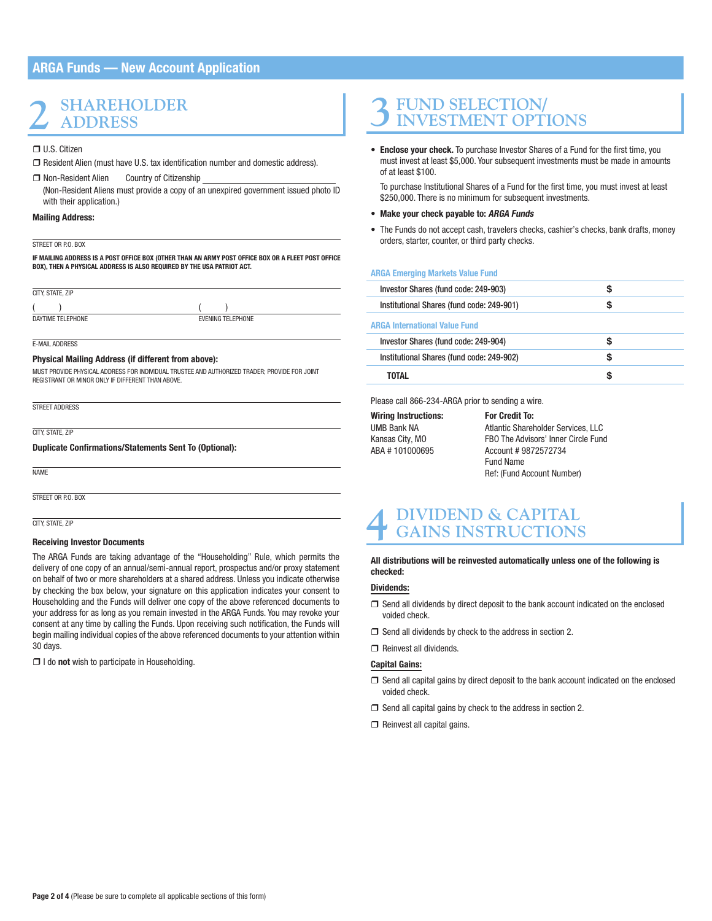# ARGA Funds — New Account Application

## 2 SHAREHOLDER ADDRESS

❒ U.S. Citizen

❒ Resident Alien (must have U.S. tax identification number and domestic address).

❒ Non-Resident Alien     Country of Citizenship \_\_\_\_\_\_\_\_\_\_\_\_\_\_\_\_\_\_\_\_
(Non-Resident Aliens must provide a copy of an unexpired government issued photo ID with their application.)

**Mailing Address:**

STREET OR P.O. BOX

**IF MAILING ADDRESS IS A POST OFFICE BOX (OTHER THAN AN ARMY POST OFFICE BOX OR A FLEET POST OFFICE BOX), THEN A PHYSICAL ADDRESS IS ALSO REQUIRED BY THE USA PATRIOT ACT.**

CITY, STATE, ZIP

( ) DAYTIME TELEPHONE     ( ) EVENING TELEPHONE

E-MAIL ADDRESS

**Physical Mailing Address (if different from above):**

MUST PROVIDE PHYSICAL ADDRESS FOR INDIVIDUAL TRUSTEE AND AUTHORIZED TRADER; PROVIDE FOR JOINT REGISTRANT OR MINOR ONLY IF DIFFERENT THAN ABOVE.

STREET ADDRESS

CITY, STATE, ZIP

**Duplicate Confirmations/Statements Sent To (Optional):**

NAME

STREET OR P.O. BOX

CITY, STATE, ZIP

**Receiving Investor Documents**

The ARGA Funds are taking advantage of the "Householding" Rule, which permits the delivery of one copy of an annual/semi-annual report, prospectus and/or proxy statement on behalf of two or more shareholders at a shared address. Unless you indicate otherwise by checking the box below, your signature on this application indicates your consent to Householding and the Funds will deliver one copy of the above referenced documents to your address for as long as you remain invested in the ARGA Funds. You may revoke your consent at any time by calling the Funds. Upon receiving such notification, the Funds will begin mailing individual copies of the above referenced documents to your attention within 30 days.

❒ I do **not** wish to participate in Householding.

## 3 FUND SELECTION/ INVESTMENT OPTIONS

- **Enclose your check.** To purchase Investor Shares of a Fund for the first time, you must invest at least $5,000. Your subsequent investments must be made in amounts of at least $100.

  To purchase Institutional Shares of a Fund for the first time, you must invest at least $250,000. There is no minimum for subsequent investments.

- **Make your check payable to: *ARGA Funds***
- The Funds do not accept cash, travelers checks, cashier's checks, bank drafts, money orders, starter, counter, or third party checks.

| Fund | Amount |
|---|---|
| **ARGA Emerging Markets Value Fund** | |
| Investor Shares (fund code: 249-903) | $ |
| Institutional Shares (fund code: 249-901) | $ |
| **ARGA International Value Fund** | |
| Investor Shares (fund code: 249-904) | $ |
| Institutional Shares (fund code: 249-902) | $ |
| **TOTAL** | $ |

Please call 866-234-ARGA prior to sending a wire.

| **Wiring Instructions:** | **For Credit To:** |
|---|---|
| UMB Bank NA | Atlantic Shareholder Services, LLC |
| Kansas City, MO | FBO The Advisors' Inner Circle Fund |
| ABA # 101000695 | Account # 9872572734 |
| | Fund Name |
| | Ref: (Fund Account Number) |

## 4 DIVIDEND & CAPITAL GAINS INSTRUCTIONS

**All distributions will be reinvested automatically unless one of the following is checked:**

**Dividends:**

❒ Send all dividends by direct deposit to the bank account indicated on the enclosed voided check.

❒ Send all dividends by check to the address in section 2.

❒ Reinvest all dividends.

**Capital Gains:**

❒ Send all capital gains by direct deposit to the bank account indicated on the enclosed voided check.

❒ Send all capital gains by check to the address in section 2.

❒ Reinvest all capital gains.

(Please be sure to complete all applicable sections of this form)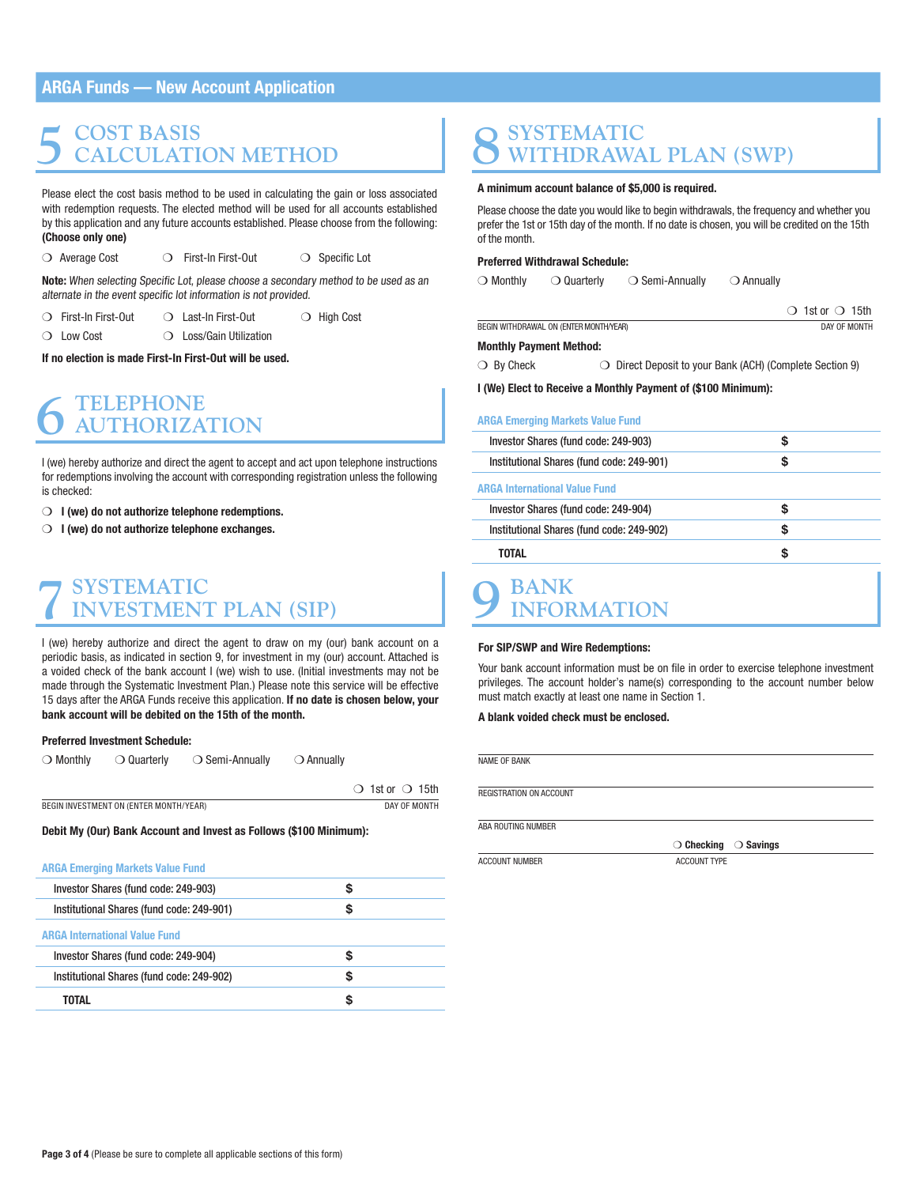ARGA Funds — New Account Application

## 5 COST BASIS CALCULATION METHOD

Please elect the cost basis method to be used in calculating the gain or loss associated with redemption requests. The elected method will be used for all accounts established by this application and any future accounts established. Please choose from the following: **(Choose only one)**

❍ Average Cost ❍ First-In First-Out ❍ Specific Lot

**Note:** *When selecting Specific Lot, please choose a secondary method to be used as an alternate in the event specific lot information is not provided.*

❍ First-In First-Out ❍ Last-In First-Out ❍ High Cost
❍ Low Cost ❍ Loss/Gain Utilization

**If no election is made First-In First-Out will be used.**

## 6 TELEPHONE AUTHORIZATION

I (we) hereby authorize and direct the agent to accept and act upon telephone instructions for redemptions involving the account with corresponding registration unless the following is checked:

❍ **I (we) do not authorize telephone redemptions.**
❍ **I (we) do not authorize telephone exchanges.**

## 7 SYSTEMATIC INVESTMENT PLAN (SIP)

I (we) hereby authorize and direct the agent to draw on my (our) bank account on a periodic basis, as indicated in section 9, for investment in my (our) account. Attached is a voided check of the bank account I (we) wish to use. (Initial investments may not be made through the Systematic Investment Plan.) Please note this service will be effective 15 days after the ARGA Funds receive this application. **If no date is chosen below, your bank account will be debited on the 15th of the month.**

**Preferred Investment Schedule:**

❍ Monthly ❍ Quarterly ❍ Semi-Annually ❍ Annually

BEGIN INVESTMENT ON (ENTER MONTH/YEAR) ____________ ❍ 1st or ❍ 15th DAY OF MONTH

**Debit My (Our) Bank Account and Invest as Follows ($100 Minimum):**

| ARGA Emerging Markets Value Fund | |
|---|---|
| Investor Shares (fund code: 249-903) | $ |
| Institutional Shares (fund code: 249-901) | $ |
| **ARGA International Value Fund** | |
| Investor Shares (fund code: 249-904) | $ |
| Institutional Shares (fund code: 249-902) | $ |
| **TOTAL** | $ |

## 8 SYSTEMATIC WITHDRAWAL PLAN (SWP)

**A minimum account balance of $5,000 is required.**

Please choose the date you would like to begin withdrawals, the frequency and whether you prefer the 1st or 15th day of the month. If no date is chosen, you will be credited on the 15th of the month.

**Preferred Withdrawal Schedule:**

❍ Monthly ❍ Quarterly ❍ Semi-Annually ❍ Annually

BEGIN WITHDRAWAL ON (ENTER MONTH/YEAR) ____________ ❍ 1st or ❍ 15th DAY OF MONTH

**Monthly Payment Method:**

❍ By Check ❍ Direct Deposit to your Bank (ACH) (Complete Section 9)

**I (We) Elect to Receive a Monthly Payment of ($100 Minimum):**

| ARGA Emerging Markets Value Fund | |
|---|---|
| Investor Shares (fund code: 249-903) | $ |
| Institutional Shares (fund code: 249-901) | $ |
| **ARGA International Value Fund** | |
| Investor Shares (fund code: 249-904) | $ |
| Institutional Shares (fund code: 249-902) | $ |
| **TOTAL** | $ |

## 9 BANK INFORMATION

**For SIP/SWP and Wire Redemptions:**

Your bank account information must be on file in order to exercise telephone investment privileges. The account holder's name(s) corresponding to the account number below must match exactly at least one name in Section 1.

**A blank voided check must be enclosed.**

NAME OF BANK ____________

REGISTRATION ON ACCOUNT ____________

ABA ROUTING NUMBER ____________

ACCOUNT NUMBER ____________ ACCOUNT TYPE ❍ **Checking** ❍ **Savings**

**Page 3 of 4** (Please be sure to complete all applicable sections of this form)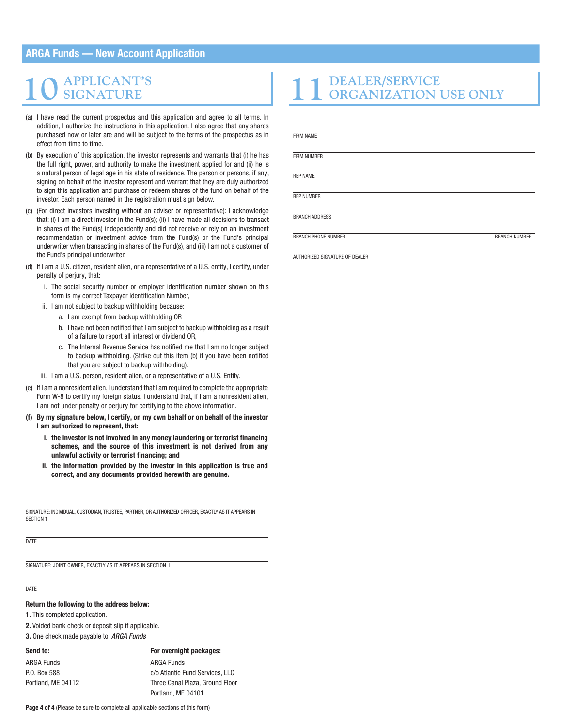## ARGA Funds — New Account Application

# 10 APPLICANT'S SIGNATURE

(a) I have read the current prospectus and this application and agree to all terms. In addition, I authorize the instructions in this application. I also agree that any shares purchased now or later are and will be subject to the terms of the prospectus as in effect from time to time.

(b) By execution of this application, the investor represents and warrants that (i) he has the full right, power, and authority to make the investment applied for and (ii) he is a natural person of legal age in his state of residence. The person or persons, if any, signing on behalf of the investor represent and warrant that they are duly authorized to sign this application and purchase or redeem shares of the fund on behalf of the investor. Each person named in the registration must sign below.

(c) (For direct investors investing without an adviser or representative): I acknowledge that: (i) I am a direct investor in the Fund(s); (ii) I have made all decisions to transact in shares of the Fund(s) independently and did not receive or rely on an investment recommendation or investment advice from the Fund(s) or the Fund's principal underwriter when transacting in shares of the Fund(s), and (iii) I am not a customer of the Fund's principal underwriter.

(d) If I am a U.S. citizen, resident alien, or a representative of a U.S. entity, I certify, under penalty of perjury, that:

   i. The social security number or employer identification number shown on this form is my correct Taxpayer Identification Number,

   ii. I am not subject to backup withholding because:

      a. I am exempt from backup withholding OR

      b. I have not been notified that I am subject to backup withholding as a result of a failure to report all interest or dividend OR,

      c. The Internal Revenue Service has notified me that I am no longer subject to backup withholding. (Strike out this item (b) if you have been notified that you are subject to backup withholding).

   iii. I am a U.S. person, resident alien, or a representative of a U.S. Entity.

(e) If I am a nonresident alien, I understand that I am required to complete the appropriate Form W-8 to certify my foreign status. I understand that, if I am a nonresident alien, I am not under penalty or perjury for certifying to the above information.

**(f) By my signature below, I certify, on my own behalf or on behalf of the investor I am authorized to represent, that:**

   **i. the investor is not involved in any money laundering or terrorist financing schemes, and the source of this investment is not derived from any unlawful activity or terrorist financing; and**

   **ii. the information provided by the investor in this application is true and correct, and any documents provided herewith are genuine.**

SIGNATURE: INDIVIDUAL, CUSTODIAN, TRUSTEE, PARTNER, OR AUTHORIZED OFFICER, EXACTLY AS IT APPEARS IN SECTION 1

DATE

SIGNATURE: JOINT OWNER, EXACTLY AS IT APPEARS IN SECTION 1

DATE

**Return the following to the address below:**

**1.** This completed application.

**2.** Voided bank check or deposit slip if applicable.

**3.** One check made payable to: *ARGA Funds*

**Send to:**

ARGA Funds
P.O. Box 588
Portland, ME 04112

**For overnight packages:**

ARGA Funds
c/o Atlantic Fund Services, LLC
Three Canal Plaza, Ground Floor
Portland, ME 04101

# 11 DEALER/SERVICE ORGANIZATION USE ONLY

FIRM NAME

FIRM NUMBER

REP NAME

REP NUMBER

BRANCH ADDRESS

BRANCH PHONE NUMBER | BRANCH NUMBER

AUTHORIZED SIGNATURE OF DEALER

(Please be sure to complete all applicable sections of this form)